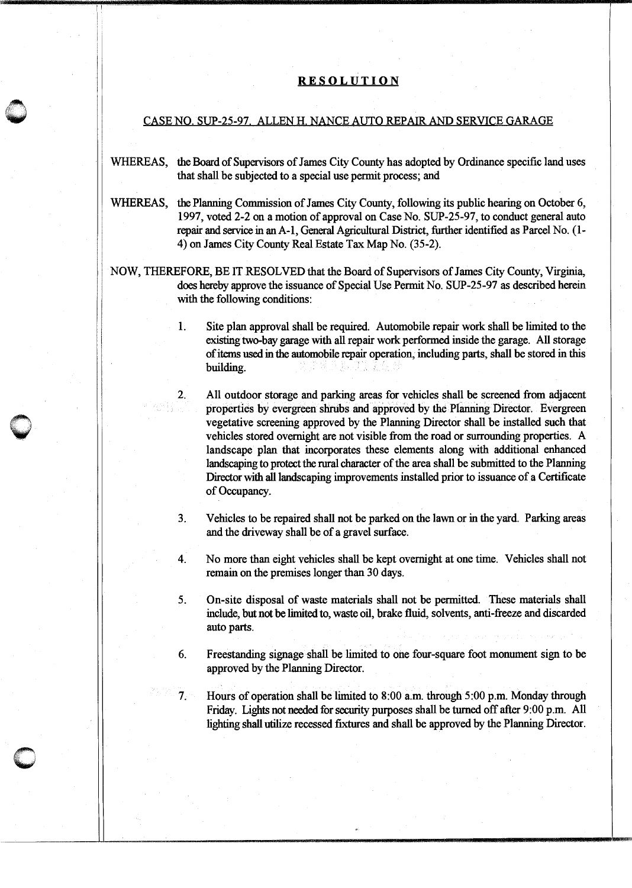# RESOLUTION

## CASE NO. SUP-25-97. ALLEN H. NANCE AUTO REPAIR AND SERVICE GARAGE

WHEREAS, the Board of Supervisors of James City County has adopted by Ordinance specific land uses that shall be subjected to a special use permit process; and

WHEREAS, the Planning Commission of James City County, following its public hearing on October 6, 1997, voted 2-2 on a motion of approval on Case No. SUP-25-97, to conduct general auto repair and service in an A-1, General Agricultural District, further identified as Parcel No. (1-4) on James City County Real Estate Tax Map No. (35-2).

NOW, THEREFORE, BE IT RESOLVED that the Board of Supervisors of James City County, Virginia, does hereby approve the issuance of Special Use Permit No. SUP-25-97 as described herein with the following conditions:

1. Site plan approval shall be required. Automobile repair work shall be limited to the existing two-bay garage with all repair work performed inside the garage. All storage of items used in the automobile repair operation, including parts, shall be stored in this building.

2. All outdoor storage and parking areas for vehicles shall be screened from adjacent properties by evergreen shrubs and approved by the Planning Director. Evergreen vegetative screening approved by the Planning Director shall be installed such that vehicles stored overnight are not visible from the road or surrounding properties. A landscape plan that incorporates these elements along with additional enhanced landscaping to protect the rural character of the area shall be submitted to the Planning Director with all landscaping improvements installed prior to issuance of a Certificate of Occupancy.

3. Vehicles to be repaired shall not be parked on the lawn or in the yard. Parking areas and the driveway shall be of a gravel surface.

4. No more than eight vehicles shall be kept overnight at one time. Vehicles shall not remain on the premises longer than 30 days.

5. On-site disposal of waste materials shall not be permitted. These materials shall include, but not be limited to, waste oil, brake fluid, solvents, anti-freeze and discarded auto parts.

6. Freestanding signage shall be limited to one four-square foot monument sign to be approved by the Planning Director.

7. Hours of operation shall be limited to 8:00 a.m. through 5:00 p.m. Monday through Friday. Lights not needed for security purposes shall be turned off after 9:00 p.m. All lighting shall utilize recessed fixtures and shall be approved by the Planning Director.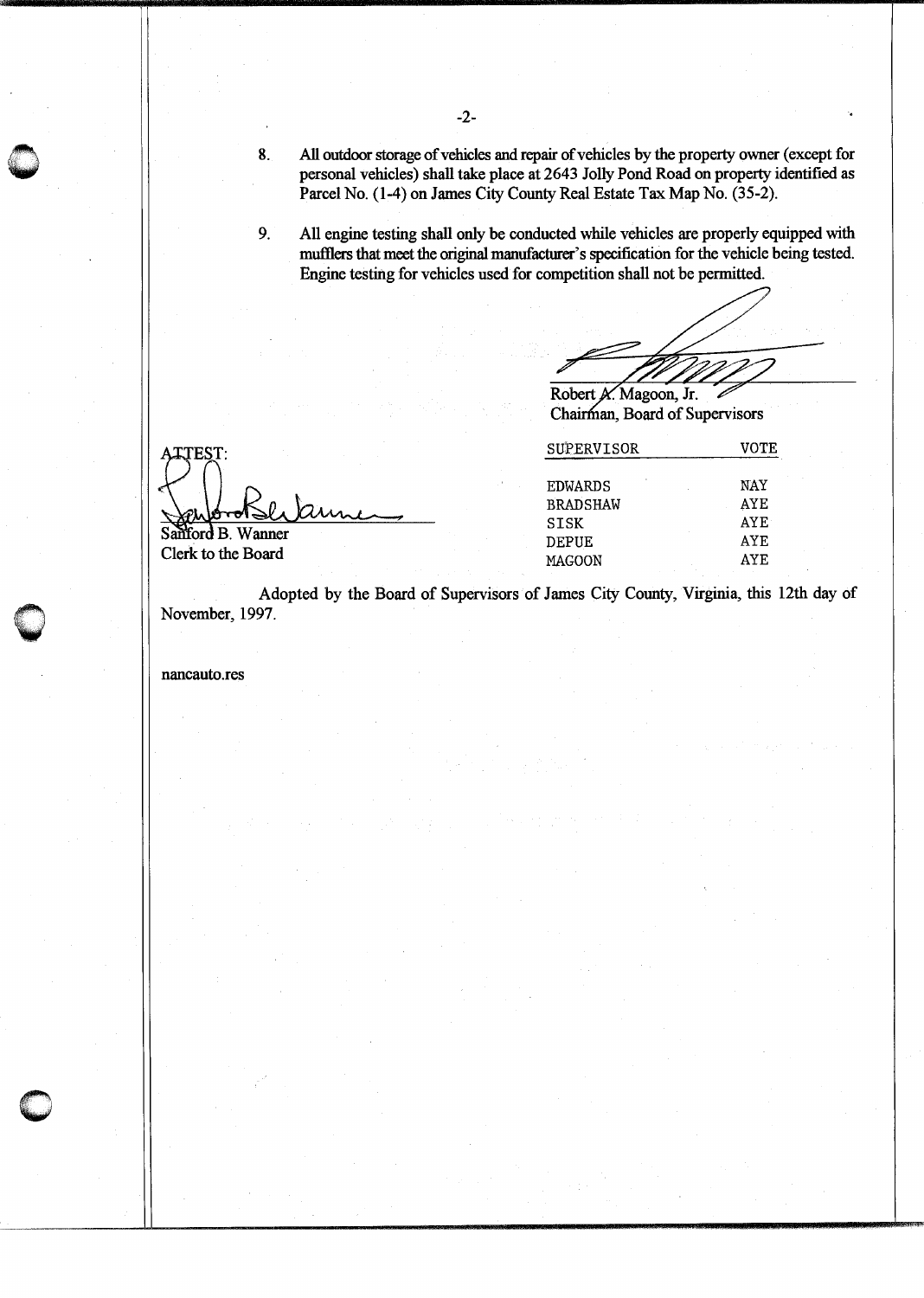8. All outdoor storage of vehicles and repair of vehicles by the property owner (except for personal vehicles) shall take place at 2643 Jolly Pond Road on property identified as Parcel No. (1-4) on James City County Real Estate Tax Map No. (35-2).

9. All engine testing shall only be conducted while vehicles are properly equipped with mufflers that meet the original manufacturer's specification for the vehicle being tested. Engine testing for vehicles used for competition shall not be permitted.

Robert A. Magoon, Jr.
Chairman, Board of Supervisors

ATTEST:

Sanford B. Wanner
Clerk to the Board

| SUPERVISOR | VOTE |
|---|---|
| EDWARDS | NAY |
| BRADSHAW | AYE |
| SISK | AYE |
| DEPUE | AYE |
| MAGOON | AYE |

Adopted by the Board of Supervisors of James City County, Virginia, this 12th day of November, 1997.

nancauto.res